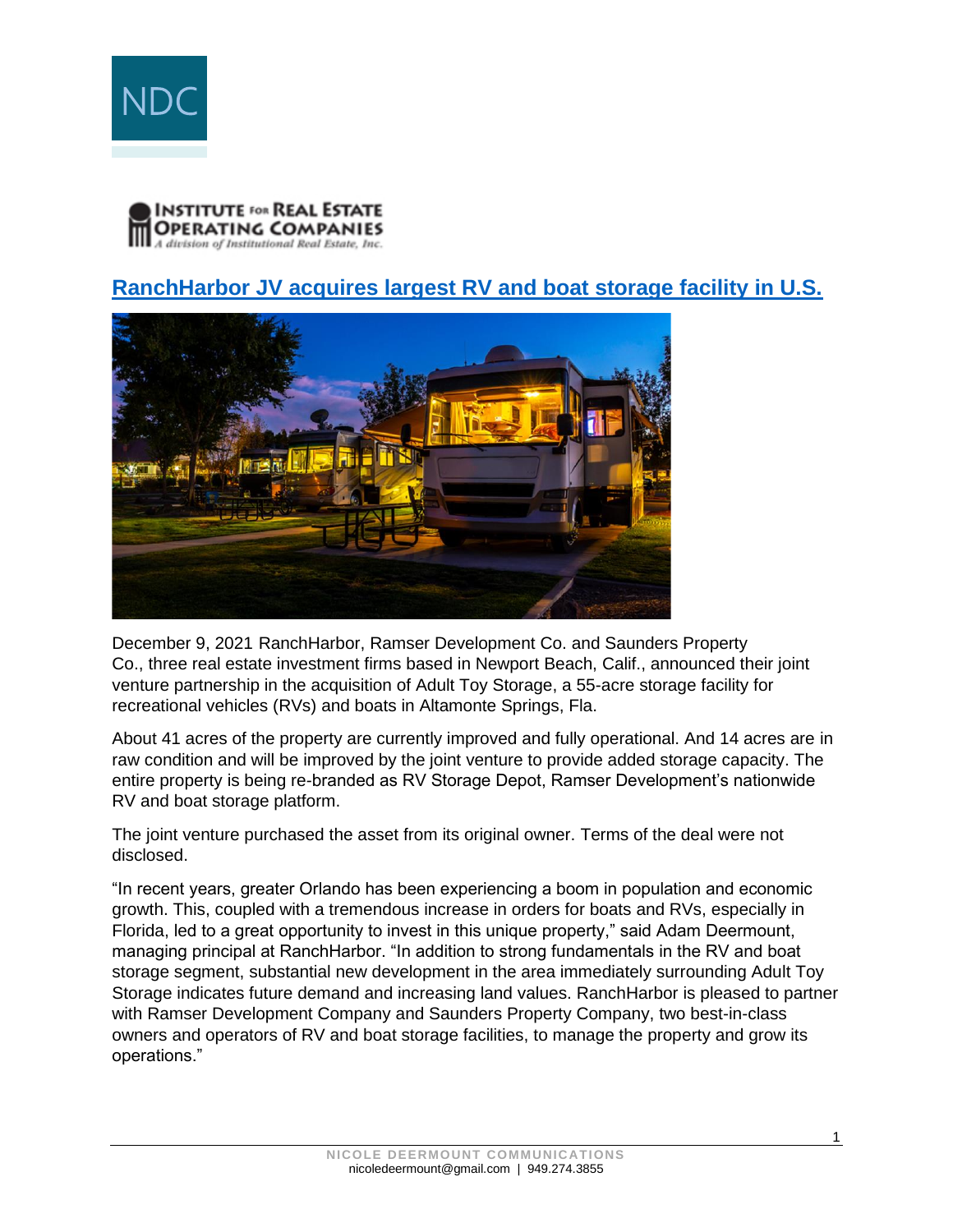NDC

INSTITUTE FOR REAL ESTATE OPERATING COMPANIES
*A division of Institutional Real Estate, Inc.*

## RanchHarbor JV acquires largest RV and boat storage facility in U.S.

December 9, 2021 RanchHarbor, Ramser Development Co. and Saunders Property Co., three real estate investment firms based in Newport Beach, Calif., announced their joint venture partnership in the acquisition of Adult Toy Storage, a 55-acre storage facility for recreational vehicles (RVs) and boats in Altamonte Springs, Fla.

About 41 acres of the property are currently improved and fully operational. And 14 acres are in raw condition and will be improved by the joint venture to provide added storage capacity. The entire property is being re-branded as RV Storage Depot, Ramser Development's nationwide RV and boat storage platform.

The joint venture purchased the asset from its original owner. Terms of the deal were not disclosed.

"In recent years, greater Orlando has been experiencing a boom in population and economic growth. This, coupled with a tremendous increase in orders for boats and RVs, especially in Florida, led to a great opportunity to invest in this unique property," said Adam Deermount, managing principal at RanchHarbor. "In addition to strong fundamentals in the RV and boat storage segment, substantial new development in the area immediately surrounding Adult Toy Storage indicates future demand and increasing land values. RanchHarbor is pleased to partner with Ramser Development Company and Saunders Property Company, two best-in-class owners and operators of RV and boat storage facilities, to manage the property and grow its operations."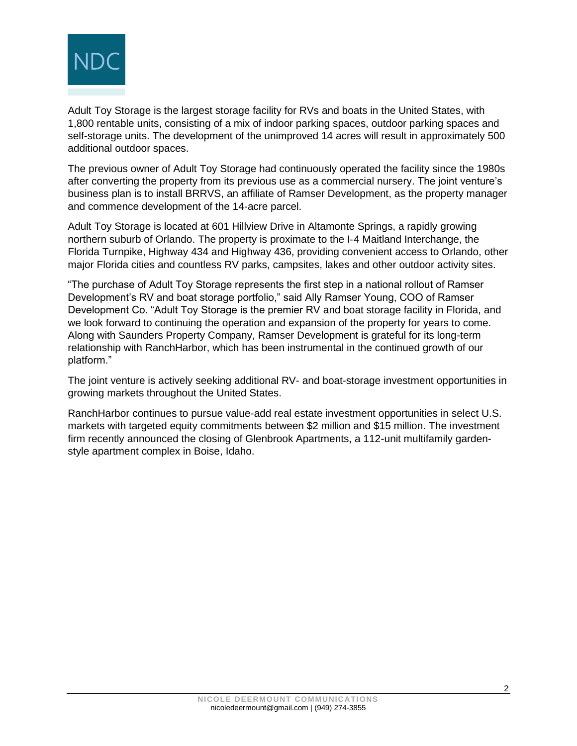Adult Toy Storage is the largest storage facility for RVs and boats in the United States, with 1,800 rentable units, consisting of a mix of indoor parking spaces, outdoor parking spaces and self-storage units. The development of the unimproved 14 acres will result in approximately 500 additional outdoor spaces.

The previous owner of Adult Toy Storage had continuously operated the facility since the 1980s after converting the property from its previous use as a commercial nursery. The joint venture's business plan is to install BRRVS, an affiliate of Ramser Development, as the property manager and commence development of the 14-acre parcel.

Adult Toy Storage is located at 601 Hillview Drive in Altamonte Springs, a rapidly growing northern suburb of Orlando. The property is proximate to the I-4 Maitland Interchange, the Florida Turnpike, Highway 434 and Highway 436, providing convenient access to Orlando, other major Florida cities and countless RV parks, campsites, lakes and other outdoor activity sites.

"The purchase of Adult Toy Storage represents the first step in a national rollout of Ramser Development's RV and boat storage portfolio," said Ally Ramser Young, COO of Ramser Development Co. "Adult Toy Storage is the premier RV and boat storage facility in Florida, and we look forward to continuing the operation and expansion of the property for years to come. Along with Saunders Property Company, Ramser Development is grateful for its long-term relationship with RanchHarbor, which has been instrumental in the continued growth of our platform."

The joint venture is actively seeking additional RV- and boat-storage investment opportunities in growing markets throughout the United States.

RanchHarbor continues to pursue value-add real estate investment opportunities in select U.S. markets with targeted equity commitments between $2 million and $15 million. The investment firm recently announced the closing of Glenbrook Apartments, a 112-unit multifamily garden-style apartment complex in Boise, Idaho.